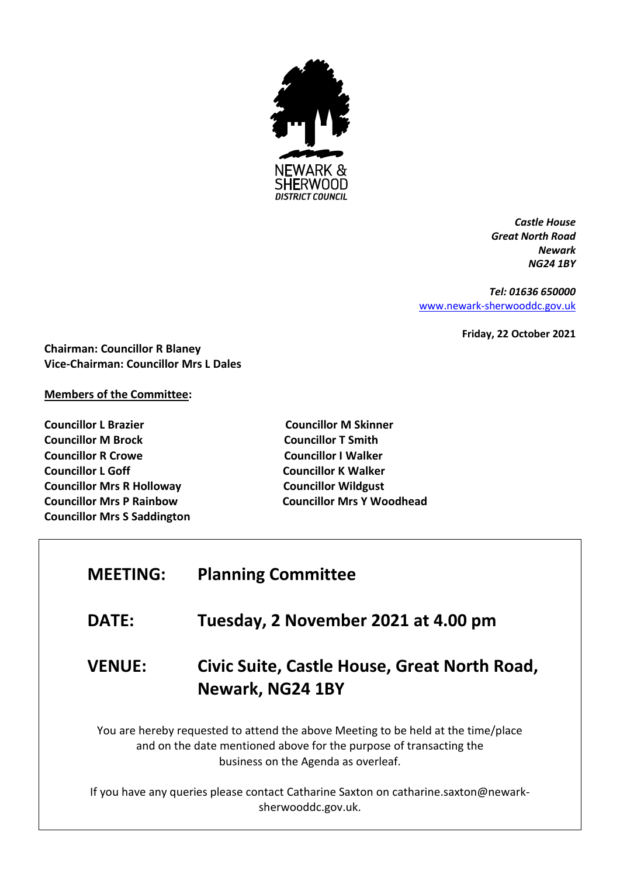NEWARK & SHERWOOD
DISTRICT COUNCIL

***Castle House***
***Great North Road***
***Newark***
***NG24 1BY***

***Tel: 01636 650000***
[www.newark-sherwooddc.gov.uk](http://www.newark-sherwooddc.gov.uk)

**Friday, 22 October 2021**

**Chairman: Councillor R Blaney**
**Vice-Chairman: Councillor Mrs L Dales**

**Members of the Committee:**

**Councillor L Brazier**
**Councillor M Brock**
**Councillor R Crowe**
**Councillor L Goff**
**Councillor Mrs R Holloway**
**Councillor Mrs P Rainbow**
**Councillor Mrs S Saddington**
**Councillor M Skinner**
**Councillor T Smith**
**Councillor I Walker**
**Councillor K Walker**
**Councillor Wildgust**
**Councillor Mrs Y Woodhead**

**MEETING: Planning Committee**

**DATE: Tuesday, 2 November 2021 at 4.00 pm**

**VENUE: Civic Suite, Castle House, Great North Road, Newark, NG24 1BY**

You are hereby requested to attend the above Meeting to be held at the time/place and on the date mentioned above for the purpose of transacting the business on the Agenda as overleaf.

If you have any queries please contact Catharine Saxton on catharine.saxton@newark-sherwooddc.gov.uk.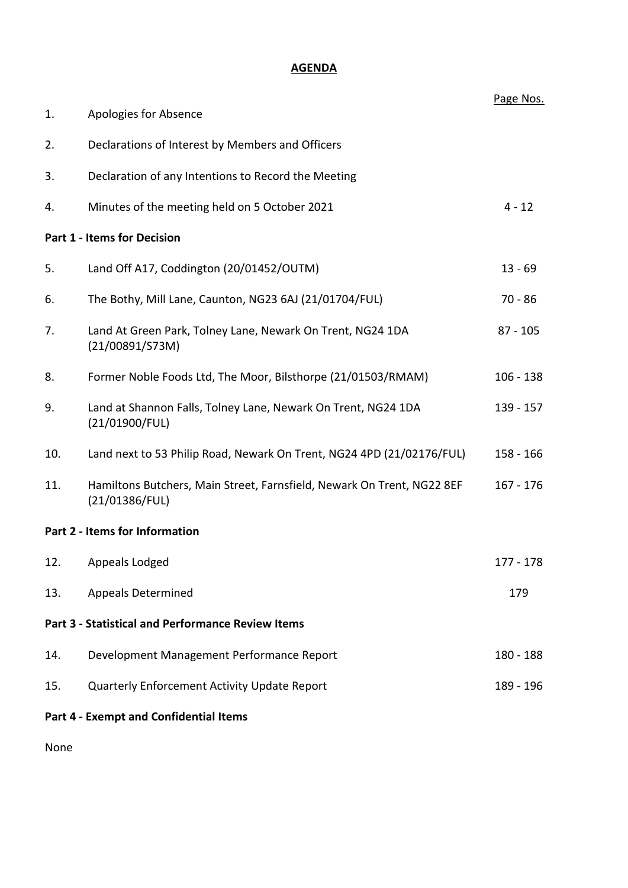# AGENDA

| | | Page Nos. |
|---|---|---|
| 1. | Apologies for Absence | |
| 2. | Declarations of Interest by Members and Officers | |
| 3. | Declaration of any Intentions to Record the Meeting | |
| 4. | Minutes of the meeting held on 5 October 2021 | 4 - 12 |
| | **Part 1 - Items for Decision** | |
| 5. | Land Off A17, Coddington (20/01452/OUTM) | 13 - 69 |
| 6. | The Bothy, Mill Lane, Caunton, NG23 6AJ (21/01704/FUL) | 70 - 86 |
| 7. | Land At Green Park, Tolney Lane, Newark On Trent, NG24 1DA (21/00891/S73M) | 87 - 105 |
| 8. | Former Noble Foods Ltd, The Moor, Bilsthorpe (21/01503/RMAM) | 106 - 138 |
| 9. | Land at Shannon Falls, Tolney Lane, Newark On Trent, NG24 1DA (21/01900/FUL) | 139 - 157 |
| 10. | Land next to 53 Philip Road, Newark On Trent, NG24 4PD (21/02176/FUL) | 158 - 166 |
| 11. | Hamiltons Butchers, Main Street, Farnsfield, Newark On Trent, NG22 8EF (21/01386/FUL) | 167 - 176 |
| | **Part 2 - Items for Information** | |
| 12. | Appeals Lodged | 177 - 178 |
| 13. | Appeals Determined | 179 |
| | **Part 3 - Statistical and Performance Review Items** | |
| 14. | Development Management Performance Report | 180 - 188 |
| 15. | Quarterly Enforcement Activity Update Report | 189 - 196 |

**Part 4 - Exempt and Confidential Items**

None